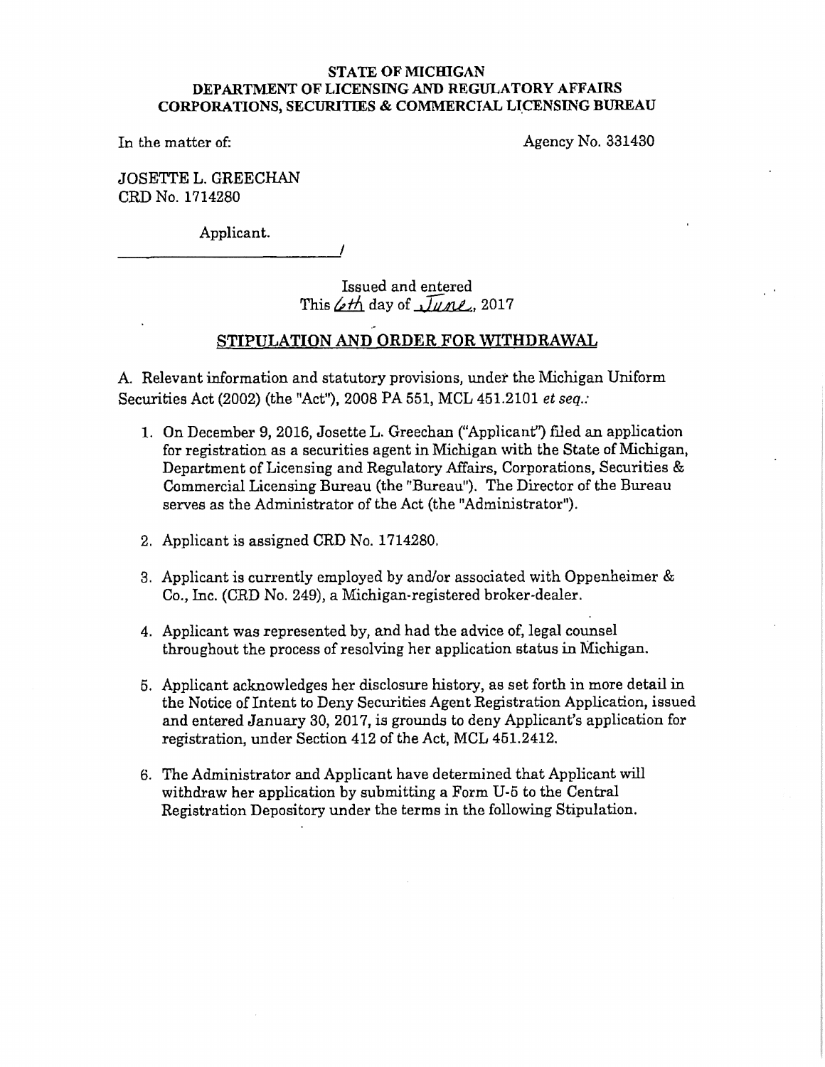**STATE OF MICHIGAN**
**DEPARTMENT OF LICENSING AND REGULATORY AFFAIRS**
**CORPORATIONS, SECURITIES & COMMERCIAL LICENSING BUREAU**

In the matter of: Agency No. 331430

JOSETTE L. GREECHAN
CRD No. 1714280

Applicant.
_______________________/

Issued and entered
This 6th day of June, 2017

## STIPULATION AND ORDER FOR WITHDRAWAL

A. Relevant information and statutory provisions, under the Michigan Uniform Securities Act (2002) (the "Act"), 2008 PA 551, MCL 451.2101 *et seq.*:

1. On December 9, 2016, Josette L. Greechan ("Applicant") filed an application for registration as a securities agent in Michigan with the State of Michigan, Department of Licensing and Regulatory Affairs, Corporations, Securities & Commercial Licensing Bureau (the "Bureau"). The Director of the Bureau serves as the Administrator of the Act (the "Administrator").

2. Applicant is assigned CRD No. 1714280.

3. Applicant is currently employed by and/or associated with Oppenheimer & Co., Inc. (CRD No. 249), a Michigan-registered broker-dealer.

4. Applicant was represented by, and had the advice of, legal counsel throughout the process of resolving her application status in Michigan.

5. Applicant acknowledges her disclosure history, as set forth in more detail in the Notice of Intent to Deny Securities Agent Registration Application, issued and entered January 30, 2017, is grounds to deny Applicant's application for registration, under Section 412 of the Act, MCL 451.2412.

6. The Administrator and Applicant have determined that Applicant will withdraw her application by submitting a Form U-5 to the Central Registration Depository under the terms in the following Stipulation.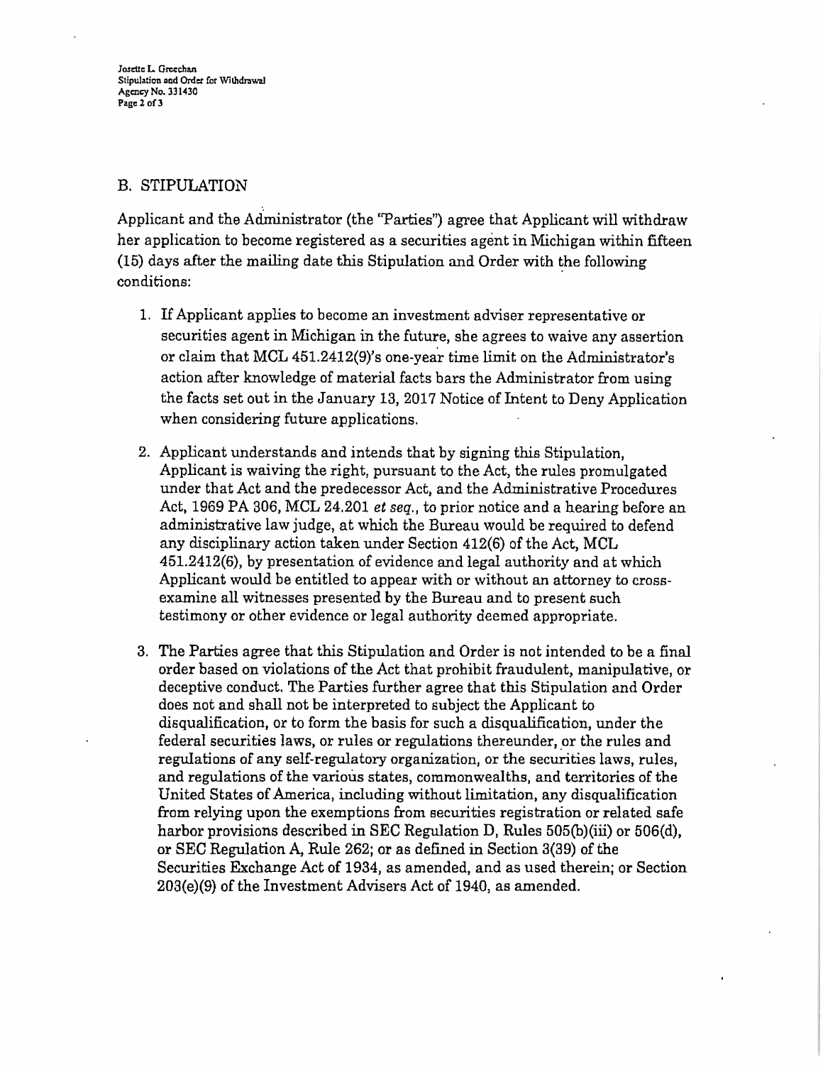## B. STIPULATION

Applicant and the Administrator (the "Parties") agree that Applicant will withdraw her application to become registered as a securities agent in Michigan within fifteen (15) days after the mailing date this Stipulation and Order with the following conditions:

1. If Applicant applies to become an investment adviser representative or securities agent in Michigan in the future, she agrees to waive any assertion or claim that MCL 451.2412(9)'s one-year time limit on the Administrator's action after knowledge of material facts bars the Administrator from using the facts set out in the January 13, 2017 Notice of Intent to Deny Application when considering future applications.

2. Applicant understands and intends that by signing this Stipulation, Applicant is waiving the right, pursuant to the Act, the rules promulgated under that Act and the predecessor Act, and the Administrative Procedures Act, 1969 PA 306, MCL 24.201 *et seq.*, to prior notice and a hearing before an administrative law judge, at which the Bureau would be required to defend any disciplinary action taken under Section 412(6) of the Act, MCL 451.2412(6), by presentation of evidence and legal authority and at which Applicant would be entitled to appear with or without an attorney to cross-examine all witnesses presented by the Bureau and to present such testimony or other evidence or legal authority deemed appropriate.

3. The Parties agree that this Stipulation and Order is not intended to be a final order based on violations of the Act that prohibit fraudulent, manipulative, or deceptive conduct. The Parties further agree that this Stipulation and Order does not and shall not be interpreted to subject the Applicant to disqualification, or to form the basis for such a disqualification, under the federal securities laws, or rules or regulations thereunder, or the rules and regulations of any self-regulatory organization, or the securities laws, rules, and regulations of the various states, commonwealths, and territories of the United States of America, including without limitation, any disqualification from relying upon the exemptions from securities registration or related safe harbor provisions described in SEC Regulation D, Rules 505(b)(iii) or 506(d), or SEC Regulation A, Rule 262; or as defined in Section 3(39) of the Securities Exchange Act of 1934, as amended, and as used therein; or Section 203(e)(9) of the Investment Advisers Act of 1940, as amended.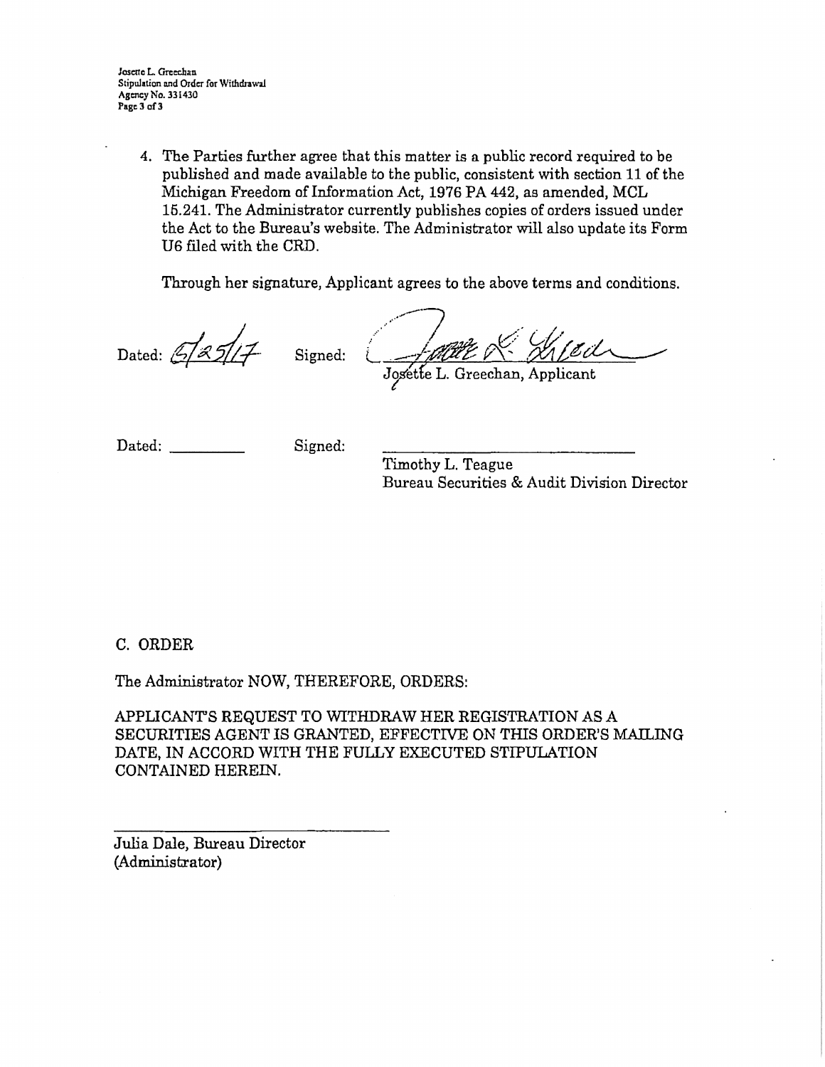4. The Parties further agree that this matter is a public record required to be published and made available to the public, consistent with section 11 of the Michigan Freedom of Information Act, 1976 PA 442, as amended, MCL 15.241. The Administrator currently publishes copies of orders issued under the Act to the Bureau's website. The Administrator will also update its Form U6 filed with the CRD.

Through her signature, Applicant agrees to the above terms and conditions.

Dated: 6/25/17 Signed: ______________________
Josette L. Greechan, Applicant

Dated: __________ Signed: ______________________
Timothy L. Teague
Bureau Securities & Audit Division Director

C. ORDER

The Administrator NOW, THEREFORE, ORDERS:

APPLICANT'S REQUEST TO WITHDRAW HER REGISTRATION AS A SECURITIES AGENT IS GRANTED, EFFECTIVE ON THIS ORDER'S MAILING DATE, IN ACCORD WITH THE FULLY EXECUTED STIPULATION CONTAINED HEREIN.

______________________
Julia Dale, Bureau Director
(Administrator)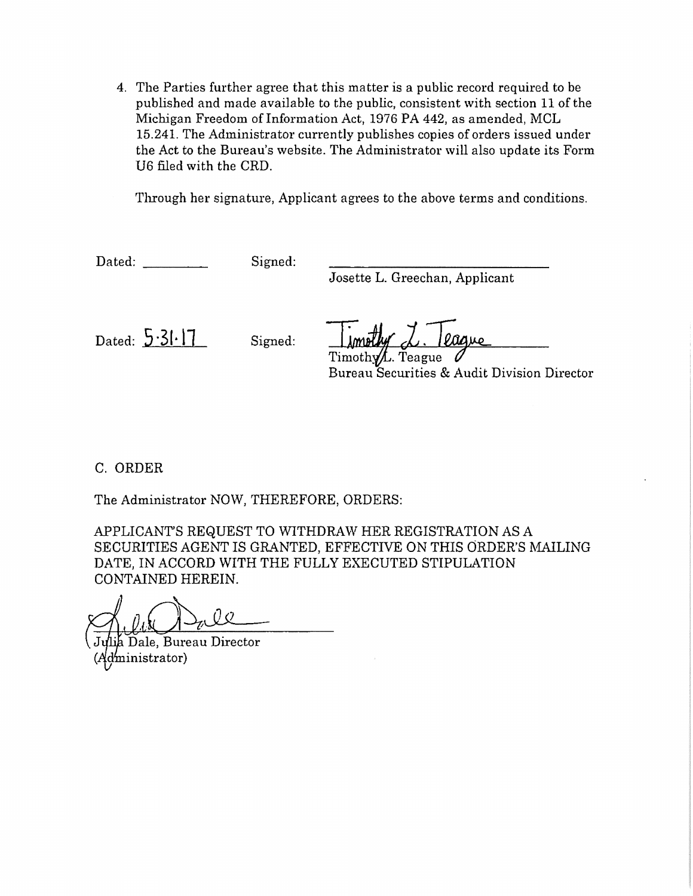4. The Parties further agree that this matter is a public record required to be published and made available to the public, consistent with section 11 of the Michigan Freedom of Information Act, 1976 PA 442, as amended, MCL 15.241. The Administrator currently publishes copies of orders issued under the Act to the Bureau's website. The Administrator will also update its Form U6 filed with the CRD.

Through her signature, Applicant agrees to the above terms and conditions.

Dated: __________ Signed: ______________________________
Josette L. Greechan, Applicant

Dated: 5·31·17 Signed: Timothy L. Teague
Timothy L. Teague
Bureau Securities & Audit Division Director

C. ORDER

The Administrator NOW, THEREFORE, ORDERS:

APPLICANT'S REQUEST TO WITHDRAW HER REGISTRATION AS A SECURITIES AGENT IS GRANTED, EFFECTIVE ON THIS ORDER'S MAILING DATE, IN ACCORD WITH THE FULLY EXECUTED STIPULATION CONTAINED HEREIN.

Julia Dale, Bureau Director
(Administrator)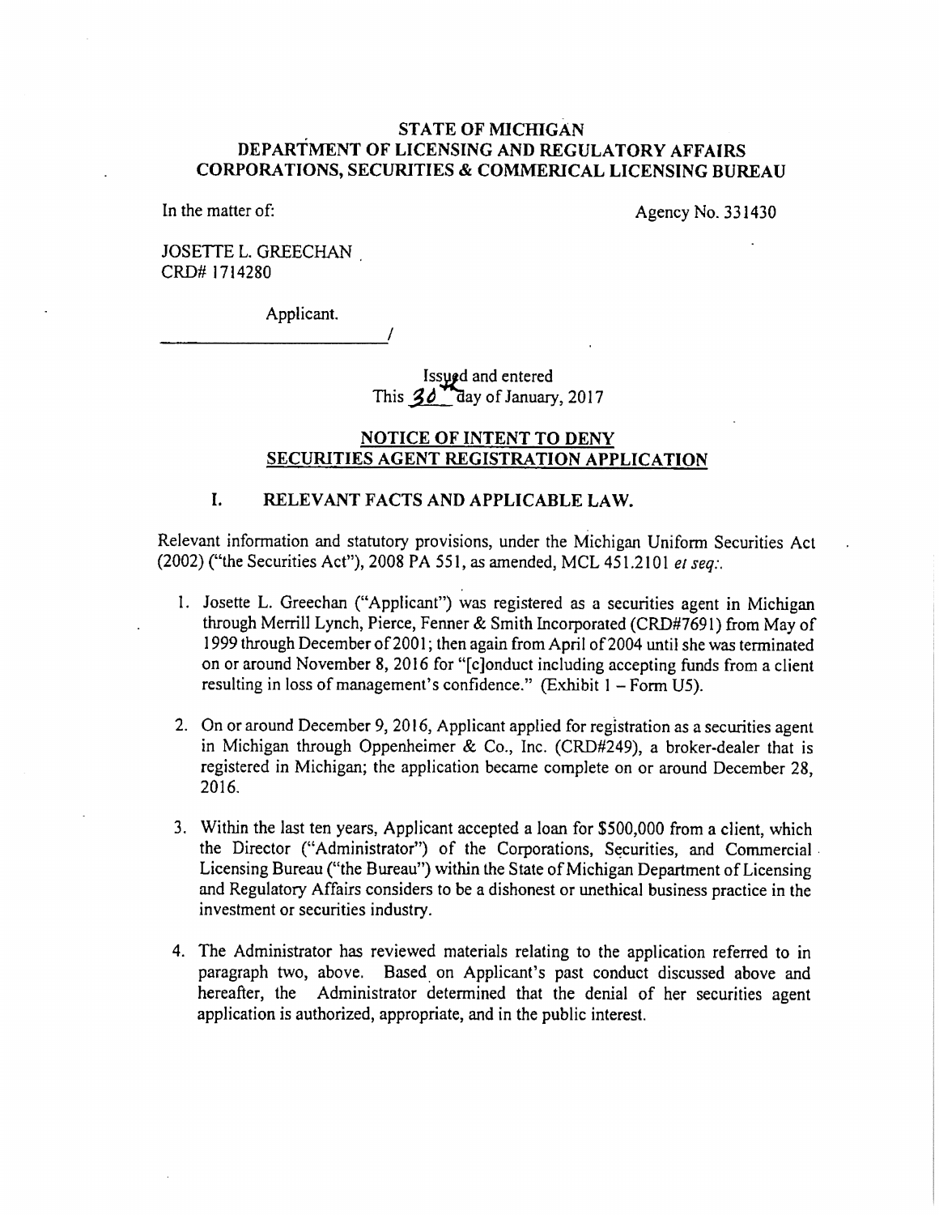**STATE OF MICHIGAN**
**DEPARTMENT OF LICENSING AND REGULATORY AFFAIRS**
**CORPORATIONS, SECURITIES & COMMERICAL LICENSING BUREAU**

In the matter of: Agency No. 331430

JOSETTE L. GREECHAN
CRD# 1714280

Applicant.
______________________________/

Issued and entered
This 30 day of January, 2017

## NOTICE OF INTENT TO DENY SECURITIES AGENT REGISTRATION APPLICATION

### I. RELEVANT FACTS AND APPLICABLE LAW.

Relevant information and statutory provisions, under the Michigan Uniform Securities Act (2002) ("the Securities Act"), 2008 PA 551, as amended, MCL 451.2101 *et seq*:.

1. Josette L. Greechan ("Applicant") was registered as a securities agent in Michigan through Merrill Lynch, Pierce, Fenner & Smith Incorporated (CRD#7691) from May of 1999 through December of 2001; then again from April of 2004 until she was terminated on or around November 8, 2016 for "[c]onduct including accepting funds from a client resulting in loss of management's confidence." (Exhibit 1 – Form U5).

2. On or around December 9, 2016, Applicant applied for registration as a securities agent in Michigan through Oppenheimer & Co., Inc. (CRD#249), a broker-dealer that is registered in Michigan; the application became complete on or around December 28, 2016.

3. Within the last ten years, Applicant accepted a loan for $500,000 from a client, which the Director ("Administrator") of the Corporations, Securities, and Commercial Licensing Bureau ("the Bureau") within the State of Michigan Department of Licensing and Regulatory Affairs considers to be a dishonest or unethical business practice in the investment or securities industry.

4. The Administrator has reviewed materials relating to the application referred to in paragraph two, above. Based on Applicant's past conduct discussed above and hereafter, the Administrator determined that the denial of her securities agent application is authorized, appropriate, and in the public interest.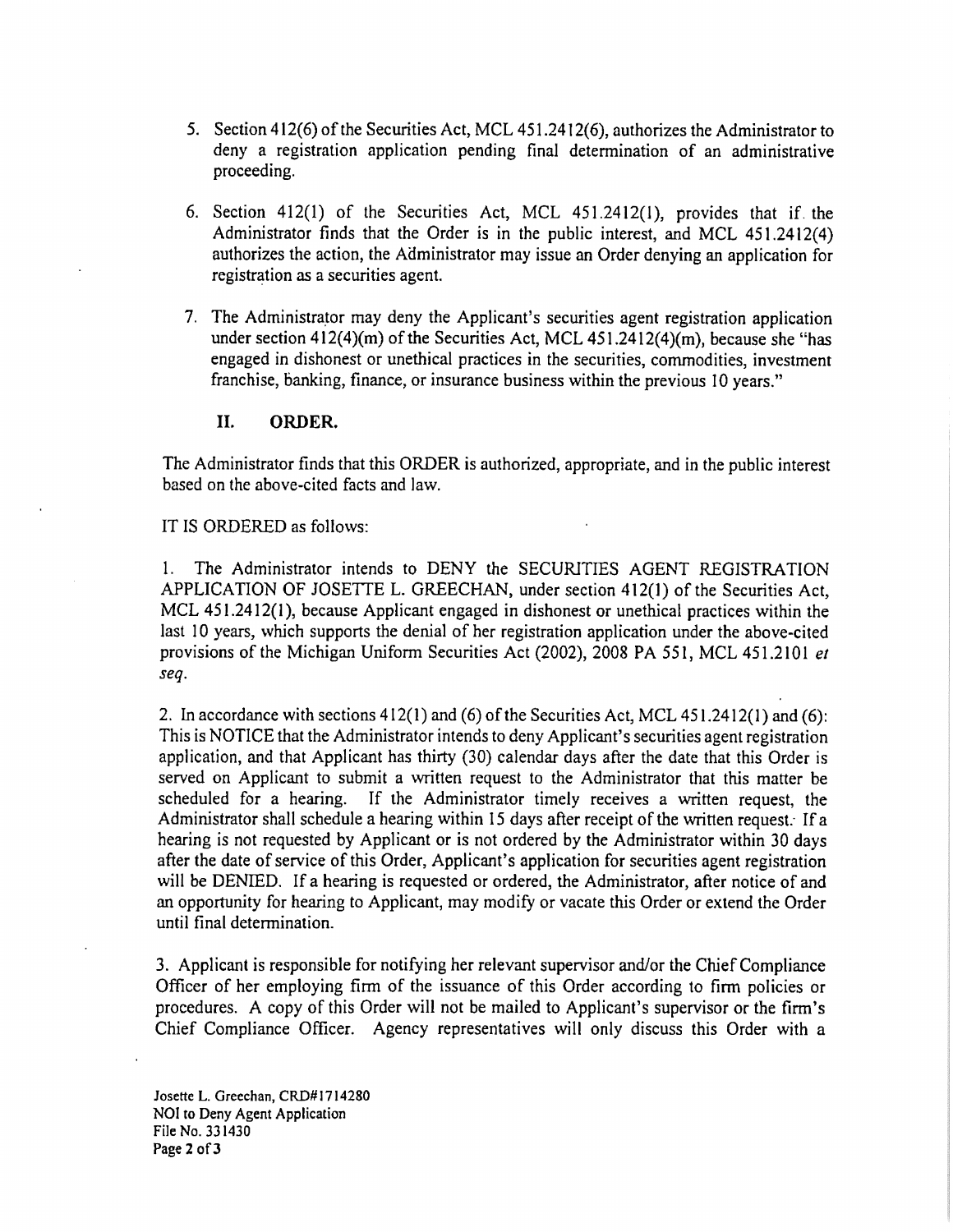5. Section 412(6) of the Securities Act, MCL 451.2412(6), authorizes the Administrator to deny a registration application pending final determination of an administrative proceeding.

6. Section 412(1) of the Securities Act, MCL 451.2412(1), provides that if the Administrator finds that the Order is in the public interest, and MCL 451.2412(4) authorizes the action, the Administrator may issue an Order denying an application for registration as a securities agent.

7. The Administrator may deny the Applicant's securities agent registration application under section 412(4)(m) of the Securities Act, MCL 451.2412(4)(m), because she "has engaged in dishonest or unethical practices in the securities, commodities, investment franchise, banking, finance, or insurance business within the previous 10 years."

## II. ORDER.

The Administrator finds that this ORDER is authorized, appropriate, and in the public interest based on the above-cited facts and law.

IT IS ORDERED as follows:

1. The Administrator intends to DENY the SECURITIES AGENT REGISTRATION APPLICATION OF JOSETTE L. GREECHAN, under section 412(1) of the Securities Act, MCL 451.2412(1), because Applicant engaged in dishonest or unethical practices within the last 10 years, which supports the denial of her registration application under the above-cited provisions of the Michigan Uniform Securities Act (2002), 2008 PA 551, MCL 451.2101 *et seq*.

2. In accordance with sections 412(1) and (6) of the Securities Act, MCL 451.2412(1) and (6): This is NOTICE that the Administrator intends to deny Applicant's securities agent registration application, and that Applicant has thirty (30) calendar days after the date that this Order is served on Applicant to submit a written request to the Administrator that this matter be scheduled for a hearing. If the Administrator timely receives a written request, the Administrator shall schedule a hearing within 15 days after receipt of the written request. If a hearing is not requested by Applicant or is not ordered by the Administrator within 30 days after the date of service of this Order, Applicant's application for securities agent registration will be DENIED. If a hearing is requested or ordered, the Administrator, after notice of and an opportunity for hearing to Applicant, may modify or vacate this Order or extend the Order until final determination.

3. Applicant is responsible for notifying her relevant supervisor and/or the Chief Compliance Officer of her employing firm of the issuance of this Order according to firm policies or procedures. A copy of this Order will not be mailed to Applicant's supervisor or the firm's Chief Compliance Officer. Agency representatives will only discuss this Order with a

Josette L. Greechan, CRD#1714280
NOI to Deny Agent Application
File No. 331430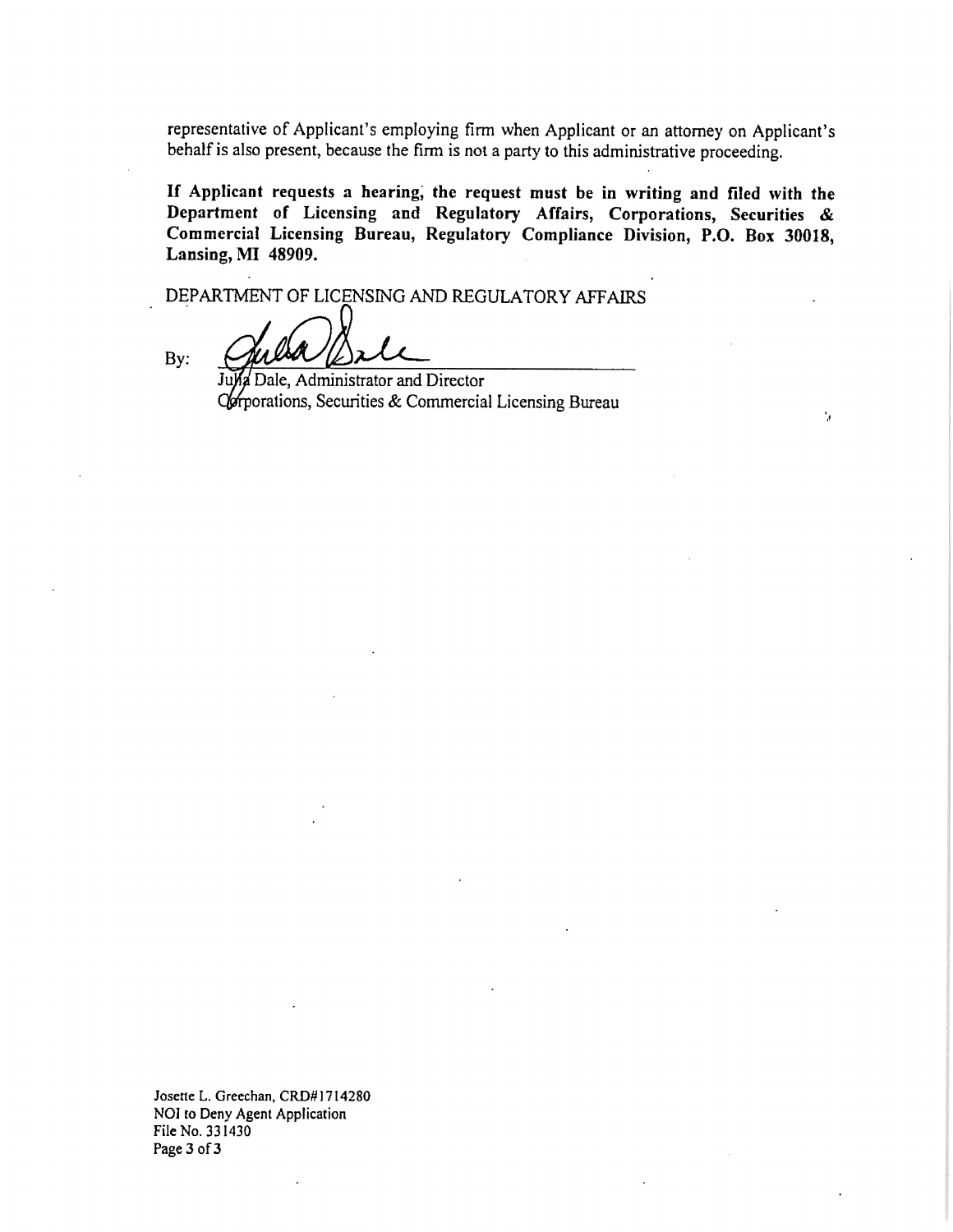representative of Applicant's employing firm when Applicant or an attorney on Applicant's behalf is also present, because the firm is not a party to this administrative proceeding.

**If Applicant requests a hearing, the request must be in writing and filed with the Department of Licensing and Regulatory Affairs, Corporations, Securities & Commercial Licensing Bureau, Regulatory Compliance Division, P.O. Box 30018, Lansing, MI 48909.**

DEPARTMENT OF LICENSING AND REGULATORY AFFAIRS

By: 

Julia Dale, Administrator and Director
Corporations, Securities & Commercial Licensing Bureau

Josette L. Greechan, CRD#1714280
NOI to Deny Agent Application
File No. 331430
Page 3 of 3